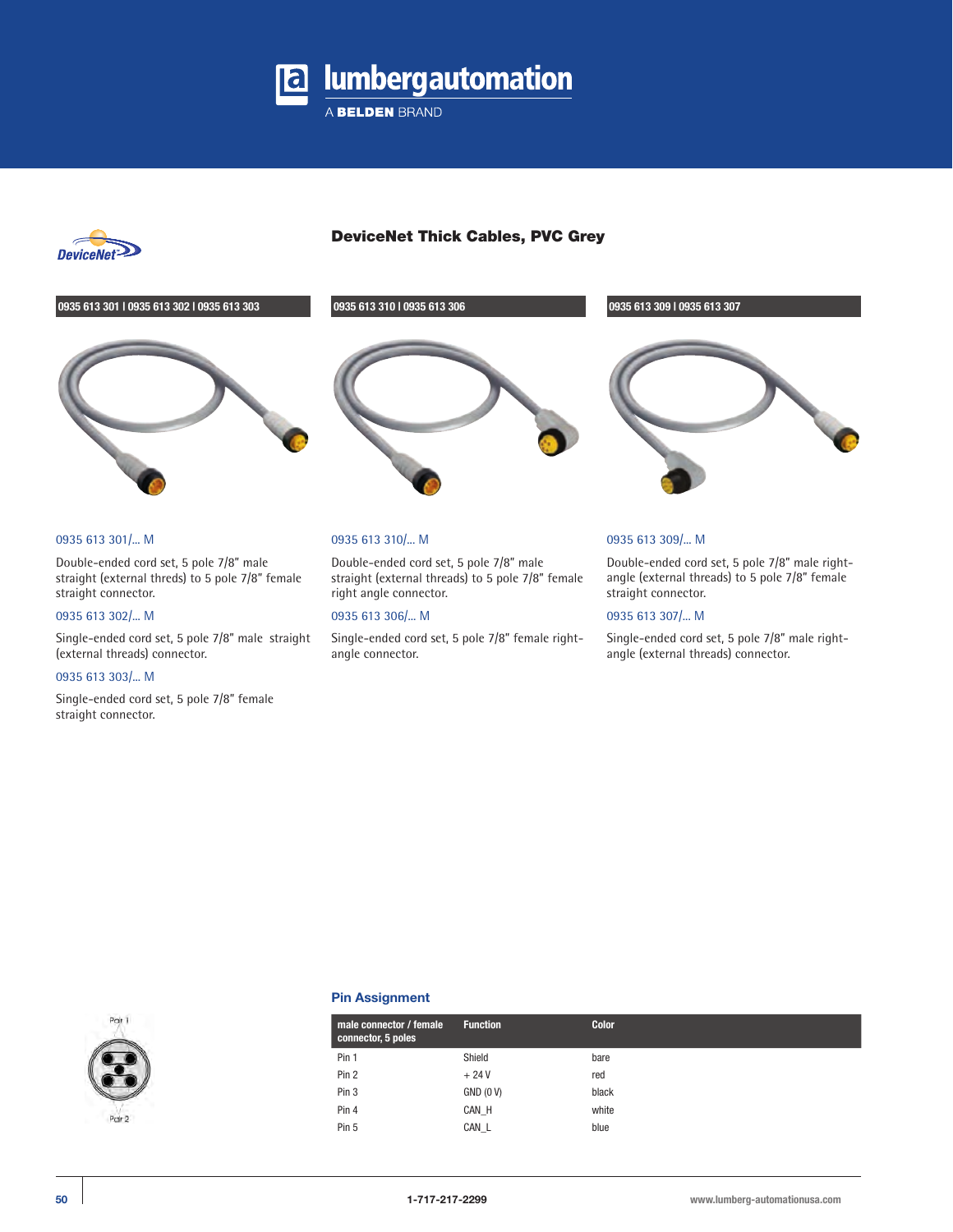# DeviceNet Thick Cables, PVC Grey

**0935 613 301 | 0935 613 302 | 0935 613 303**

0935 613 301/... M

Double-ended cord set, 5 pole 7/8" male straight (external threds) to 5 pole 7/8" female straight connector.

0935 613 302/... M

Single-ended cord set, 5 pole 7/8" male straight (external threads) connector.

0935 613 303/... M

Single-ended cord set, 5 pole 7/8" female straight connector.

**0935 613 310 | 0935 613 306**

0935 613 310/... M

Double-ended cord set, 5 pole 7/8" male straight (external threads) to 5 pole 7/8" female right angle connector.

0935 613 306/... M

Single-ended cord set, 5 pole 7/8" female right-angle connector.

**0935 613 309 | 0935 613 307**

0935 613 309/... M

Double-ended cord set, 5 pole 7/8" male right-angle (external threads) to 5 pole 7/8" female straight connector.

0935 613 307/... M

Single-ended cord set, 5 pole 7/8" male right-angle (external threads) connector.

## Pin Assignment

| male connector / female connector, 5 poles | Function | Color |
|---|---|---|
| Pin 1 | Shield | bare |
| Pin 2 | + 24 V | red |
| Pin 3 | GND (0 V) | black |
| Pin 4 | CAN_H | white |
| Pin 5 | CAN_L | blue |

1-717-217-2299

www.lumberg-automationusa.com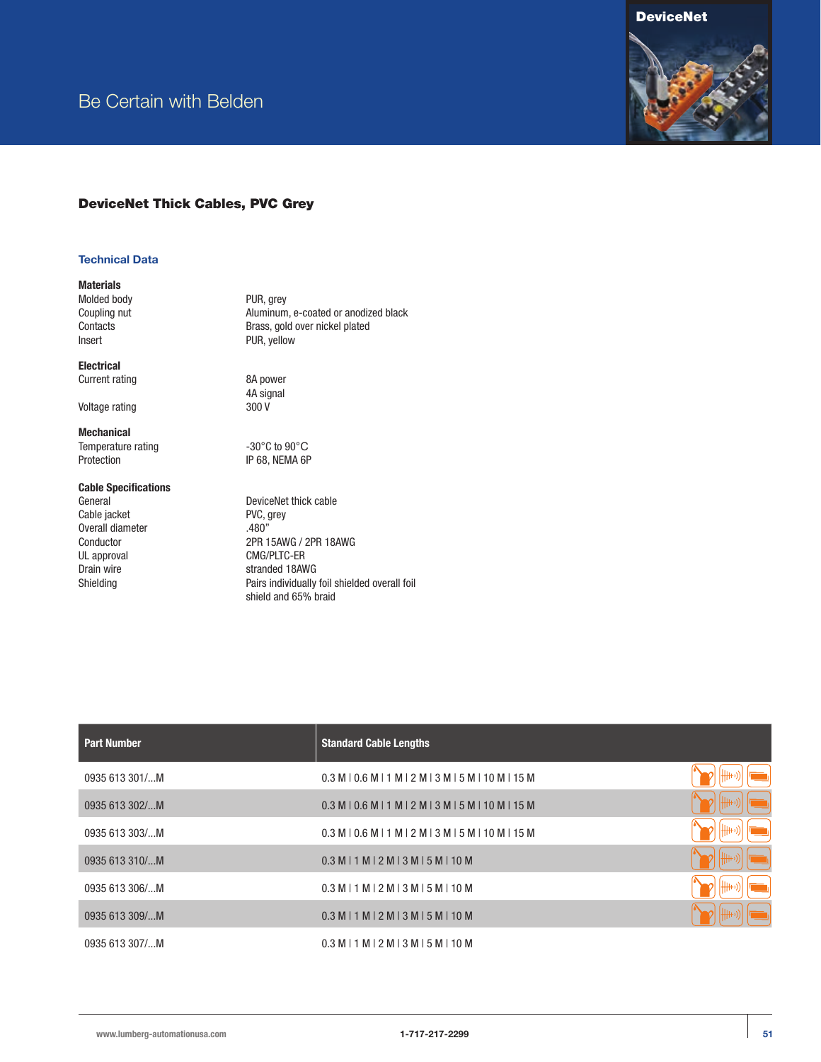Be Certain with Belden

DeviceNet

## DeviceNet Thick Cables, PVC Grey

### Technical Data

**Materials**

| | |
|---|---|
| Molded body | PUR, grey |
| Coupling nut | Aluminum, e-coated or anodized black |
| Contacts | Brass, gold over nickel plated |
| Insert | PUR, yellow |

**Electrical**

| | |
|---|---|
| Current rating | 8A power<br>4A signal |
| Voltage rating | 300 V |

**Mechanical**

| | |
|---|---|
| Temperature rating | -30°C to 90°C |
| Protection | IP 68, NEMA 6P |

**Cable Specifications**

| | |
|---|---|
| General | DeviceNet thick cable |
| Cable jacket | PVC, grey |
| Overall diameter | .480" |
| Conductor | 2PR 15AWG / 2PR 18AWG |
| UL approval | CMG/PLTC-ER |
| Drain wire | stranded 18AWG |
| Shielding | Pairs individually foil shielded overall foil shield and 65% braid |

| Part Number | Standard Cable Lengths |
|---|---|
| 0935 613 301/...M | 0.3 M I 0.6 M I 1 M I 2 M I 3 M I 5 M I 10 M I 15 M |
| 0935 613 302/...M | 0.3 M I 0.6 M I 1 M I 2 M I 3 M I 5 M I 10 M I 15 M |
| 0935 613 303/...M | 0.3 M I 0.6 M I 1 M I 2 M I 3 M I 5 M I 10 M I 15 M |
| 0935 613 310/...M | 0.3 M I 1 M I 2 M I 3 M I 5 M I 10 M |
| 0935 613 306/...M | 0.3 M I 1 M I 2 M I 3 M I 5 M I 10 M |
| 0935 613 309/...M | 0.3 M I 1 M I 2 M I 3 M I 5 M I 10 M |
| 0935 613 307/...M | 0.3 M I 1 M I 2 M I 3 M I 5 M I 10 M |

www.lumberg-automationusa.com 1-717-217-2299